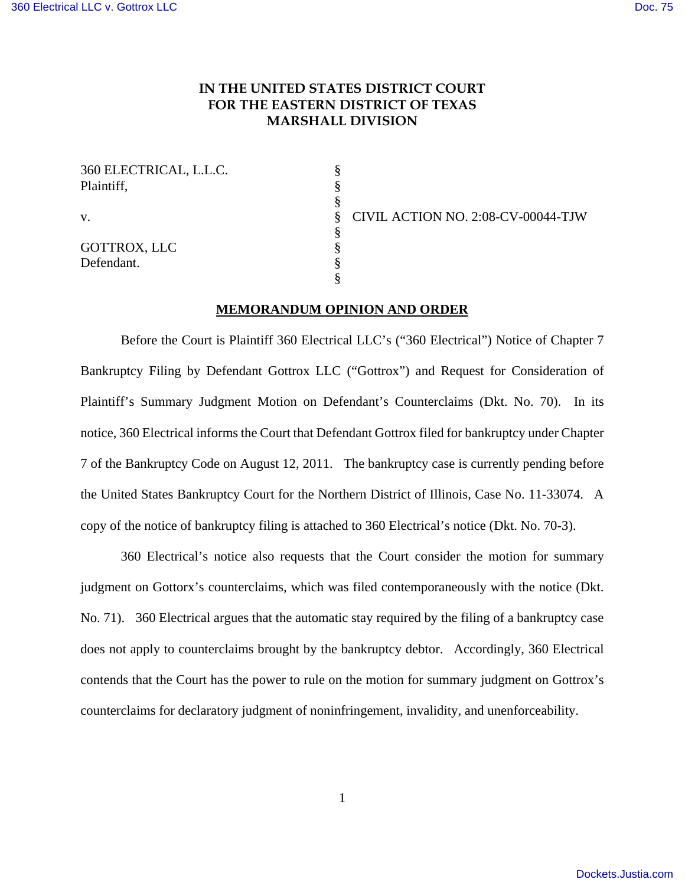**IN THE UNITED STATES DISTRICT COURT**
**FOR THE EASTERN DISTRICT OF TEXAS**
**MARSHALL DIVISION**

| | | |
|---|---|---|
| 360 ELECTRICAL, L.L.C. | § | |
| Plaintiff, | § | |
| | § | |
| v. | § | CIVIL ACTION NO. 2:08-CV-00044-TJW |
| | § | |
| GOTTROX, LLC | § | |
| Defendant. | § | |
| | § | |

**MEMORANDUM OPINION AND ORDER**

Before the Court is Plaintiff 360 Electrical LLC's ("360 Electrical") Notice of Chapter 7 Bankruptcy Filing by Defendant Gottrox LLC ("Gottrox") and Request for Consideration of Plaintiff's Summary Judgment Motion on Defendant's Counterclaims (Dkt. No. 70). In its notice, 360 Electrical informs the Court that Defendant Gottrox filed for bankruptcy under Chapter 7 of the Bankruptcy Code on August 12, 2011. The bankruptcy case is currently pending before the United States Bankruptcy Court for the Northern District of Illinois, Case No. 11-33074. A copy of the notice of bankruptcy filing is attached to 360 Electrical's notice (Dkt. No. 70-3).

360 Electrical's notice also requests that the Court consider the motion for summary judgment on Gottorx's counterclaims, which was filed contemporaneously with the notice (Dkt. No. 71). 360 Electrical argues that the automatic stay required by the filing of a bankruptcy case does not apply to counterclaims brought by the bankruptcy debtor. Accordingly, 360 Electrical contends that the Court has the power to rule on the motion for summary judgment on Gottrox's counterclaims for declaratory judgment of noninfringement, invalidity, and unenforceability.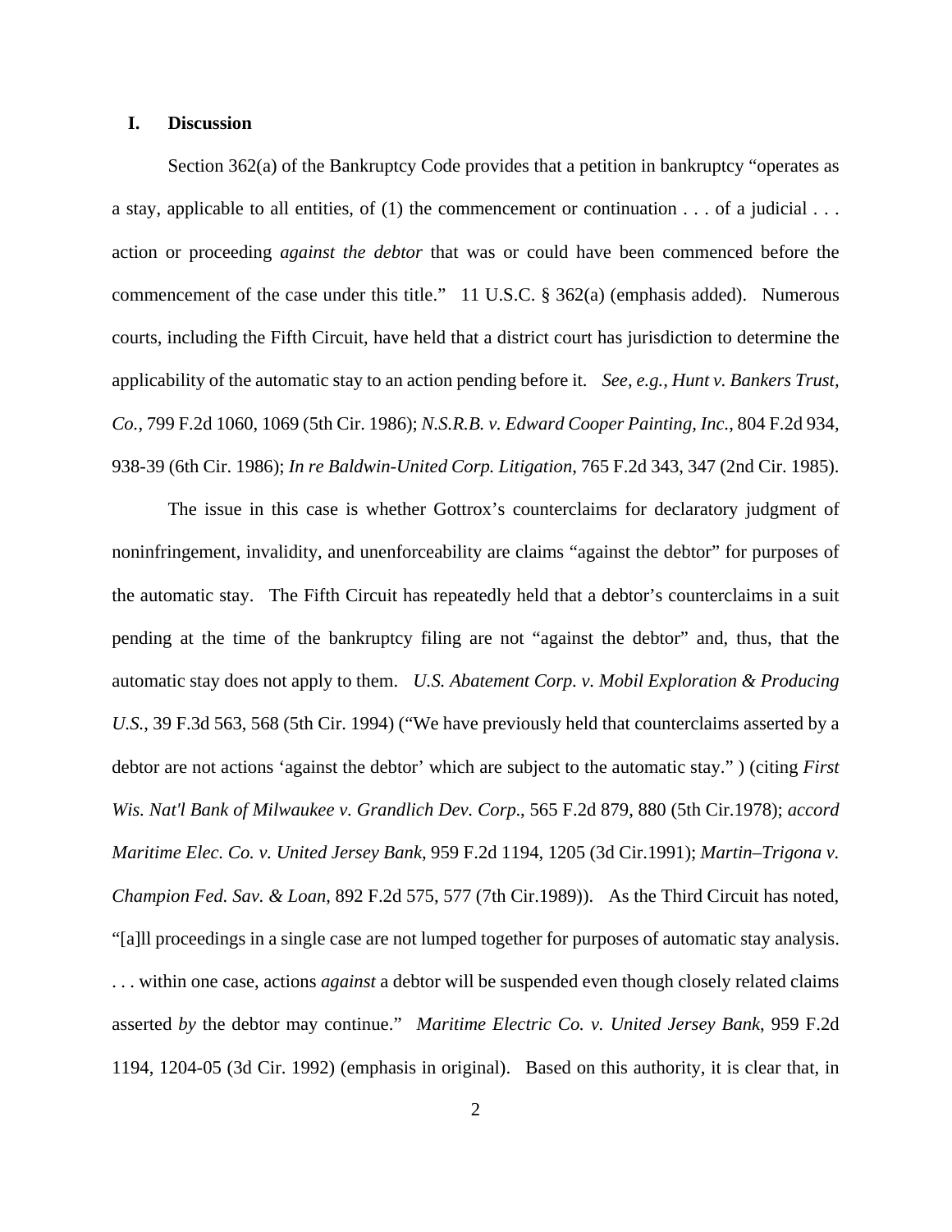## I. Discussion

Section 362(a) of the Bankruptcy Code provides that a petition in bankruptcy "operates as a stay, applicable to all entities, of (1) the commencement or continuation . . . of a judicial . . . action or proceeding *against the debtor* that was or could have been commenced before the commencement of the case under this title." 11 U.S.C. § 362(a) (emphasis added). Numerous courts, including the Fifth Circuit, have held that a district court has jurisdiction to determine the applicability of the automatic stay to an action pending before it. *See, e.g., Hunt v. Bankers Trust, Co.*, 799 F.2d 1060, 1069 (5th Cir. 1986); *N.S.R.B. v. Edward Cooper Painting, Inc.*, 804 F.2d 934, 938-39 (6th Cir. 1986); *In re Baldwin-United Corp. Litigation*, 765 F.2d 343, 347 (2nd Cir. 1985).

The issue in this case is whether Gottrox's counterclaims for declaratory judgment of noninfringement, invalidity, and unenforceability are claims "against the debtor" for purposes of the automatic stay. The Fifth Circuit has repeatedly held that a debtor's counterclaims in a suit pending at the time of the bankruptcy filing are not "against the debtor" and, thus, that the automatic stay does not apply to them. *U.S. Abatement Corp. v. Mobil Exploration & Producing U.S.*, 39 F.3d 563, 568 (5th Cir. 1994) ("We have previously held that counterclaims asserted by a debtor are not actions 'against the debtor' which are subject to the automatic stay." ) (citing *First Wis. Nat'l Bank of Milwaukee v. Grandlich Dev. Corp.*, 565 F.2d 879, 880 (5th Cir.1978); *accord Maritime Elec. Co. v. United Jersey Bank*, 959 F.2d 1194, 1205 (3d Cir.1991); *Martin–Trigona v. Champion Fed. Sav. & Loan*, 892 F.2d 575, 577 (7th Cir.1989)). As the Third Circuit has noted, "[a]ll proceedings in a single case are not lumped together for purposes of automatic stay analysis. . . . within one case, actions *against* a debtor will be suspended even though closely related claims asserted *by* the debtor may continue." *Maritime Electric Co. v. United Jersey Bank*, 959 F.2d 1194, 1204-05 (3d Cir. 1992) (emphasis in original). Based on this authority, it is clear that, in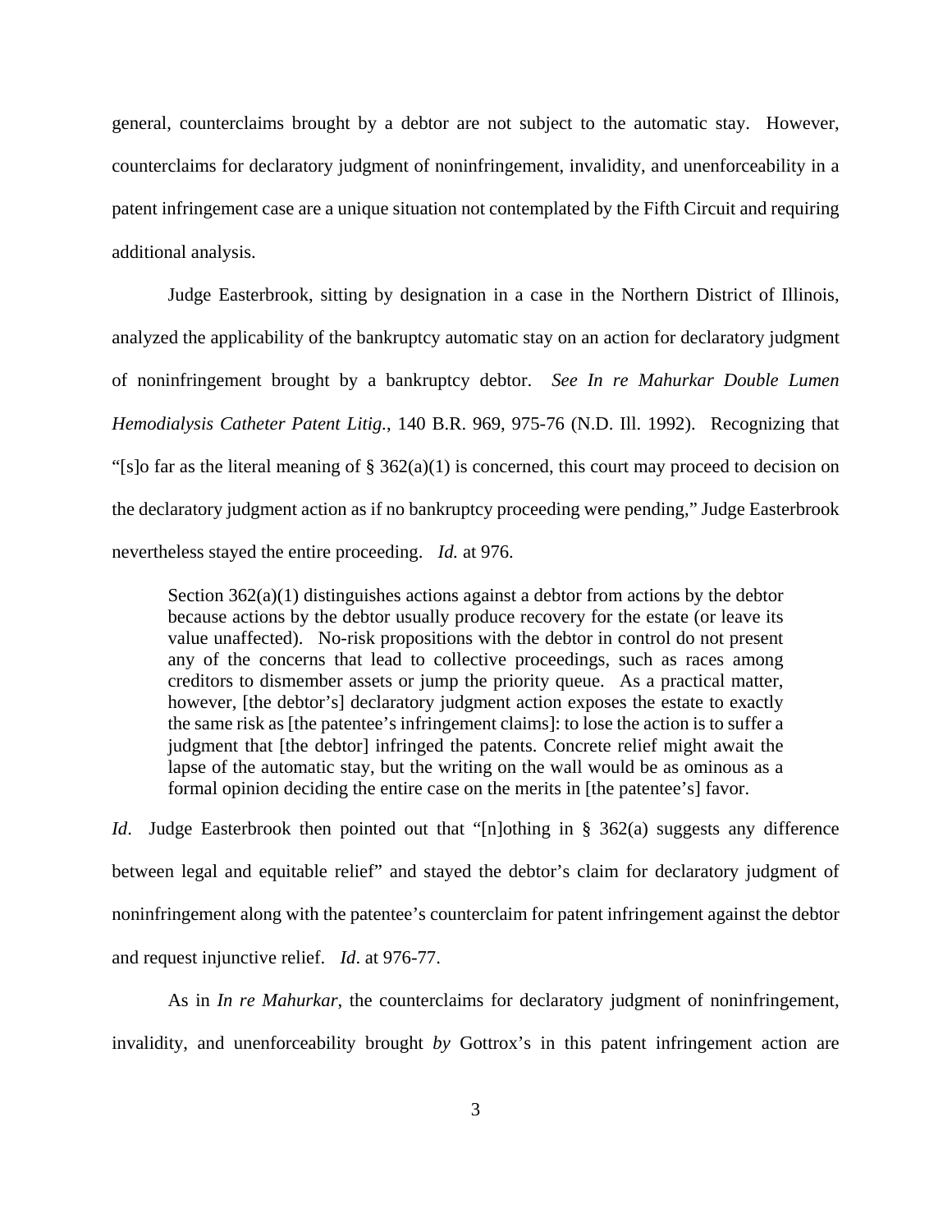general, counterclaims brought by a debtor are not subject to the automatic stay. However, counterclaims for declaratory judgment of noninfringement, invalidity, and unenforceability in a patent infringement case are a unique situation not contemplated by the Fifth Circuit and requiring additional analysis.

Judge Easterbrook, sitting by designation in a case in the Northern District of Illinois, analyzed the applicability of the bankruptcy automatic stay on an action for declaratory judgment of noninfringement brought by a bankruptcy debtor. *See In re Mahurkar Double Lumen Hemodialysis Catheter Patent Litig.*, 140 B.R. 969, 975-76 (N.D. Ill. 1992). Recognizing that "[s]o far as the literal meaning of § 362(a)(1) is concerned, this court may proceed to decision on the declaratory judgment action as if no bankruptcy proceeding were pending," Judge Easterbrook nevertheless stayed the entire proceeding. *Id.* at 976.

> Section 362(a)(1) distinguishes actions against a debtor from actions by the debtor because actions by the debtor usually produce recovery for the estate (or leave its value unaffected). No-risk propositions with the debtor in control do not present any of the concerns that lead to collective proceedings, such as races among creditors to dismember assets or jump the priority queue. As a practical matter, however, [the debtor's] declaratory judgment action exposes the estate to exactly the same risk as [the patentee's infringement claims]: to lose the action is to suffer a judgment that [the debtor] infringed the patents. Concrete relief might await the lapse of the automatic stay, but the writing on the wall would be as ominous as a formal opinion deciding the entire case on the merits in [the patentee's] favor.

*Id*. Judge Easterbrook then pointed out that "[n]othing in § 362(a) suggests any difference between legal and equitable relief" and stayed the debtor's claim for declaratory judgment of noninfringement along with the patentee's counterclaim for patent infringement against the debtor and request injunctive relief. *Id*. at 976-77.

As in *In re Mahurkar*, the counterclaims for declaratory judgment of noninfringement, invalidity, and unenforceability brought *by* Gottrox's in this patent infringement action are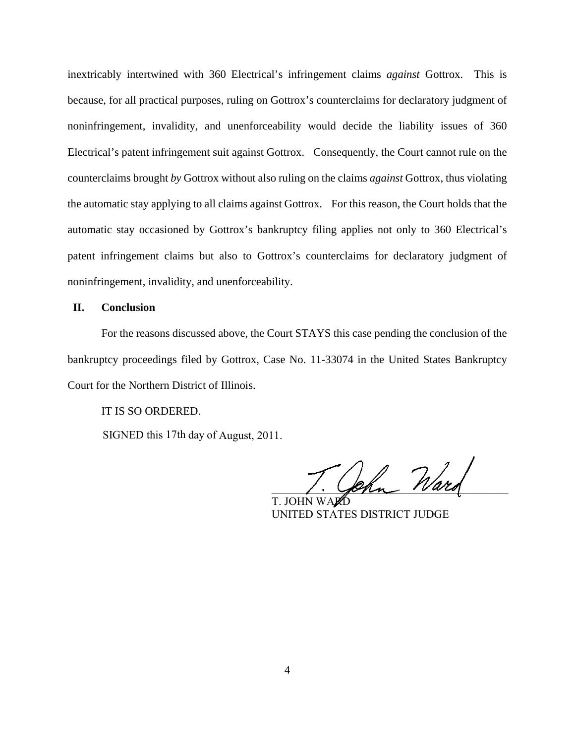inextricably intertwined with 360 Electrical's infringement claims *against* Gottrox. This is because, for all practical purposes, ruling on Gottrox's counterclaims for declaratory judgment of noninfringement, invalidity, and unenforceability would decide the liability issues of 360 Electrical's patent infringement suit against Gottrox. Consequently, the Court cannot rule on the counterclaims brought *by* Gottrox without also ruling on the claims *against* Gottrox, thus violating the automatic stay applying to all claims against Gottrox. For this reason, the Court holds that the automatic stay occasioned by Gottrox's bankruptcy filing applies not only to 360 Electrical's patent infringement claims but also to Gottrox's counterclaims for declaratory judgment of noninfringement, invalidity, and unenforceability.

## II. Conclusion

For the reasons discussed above, the Court STAYS this case pending the conclusion of the bankruptcy proceedings filed by Gottrox, Case No. 11-33074 in the United States Bankruptcy Court for the Northern District of Illinois.

IT IS SO ORDERED.

SIGNED this 17th day of August, 2011.

T. JOHN WARD
UNITED STATES DISTRICT JUDGE